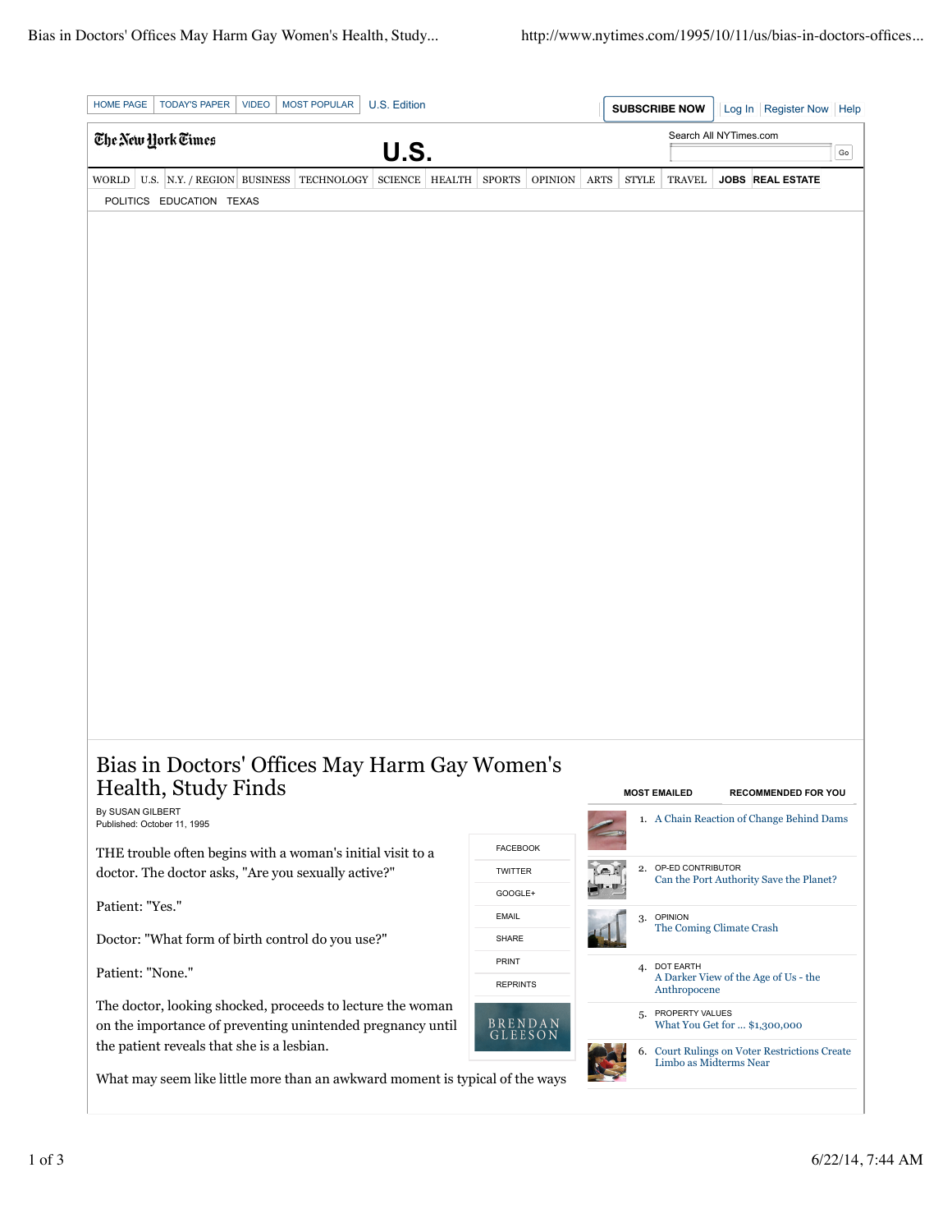# Bias in Doctors' Offices May Harm Gay Women's Health, Study Finds

By SUSAN GILBERT
Published: October 11, 1995

THE trouble often begins with a woman's initial visit to a doctor. The doctor asks, "Are you sexually active?"

Patient: "Yes."

Doctor: "What form of birth control do you use?"

Patient: "None."

The doctor, looking shocked, proceeds to lecture the woman on the importance of preventing unintended pregnancy until the patient reveals that she is a lesbian.

What may seem like little more than an awkward moment is typical of the ways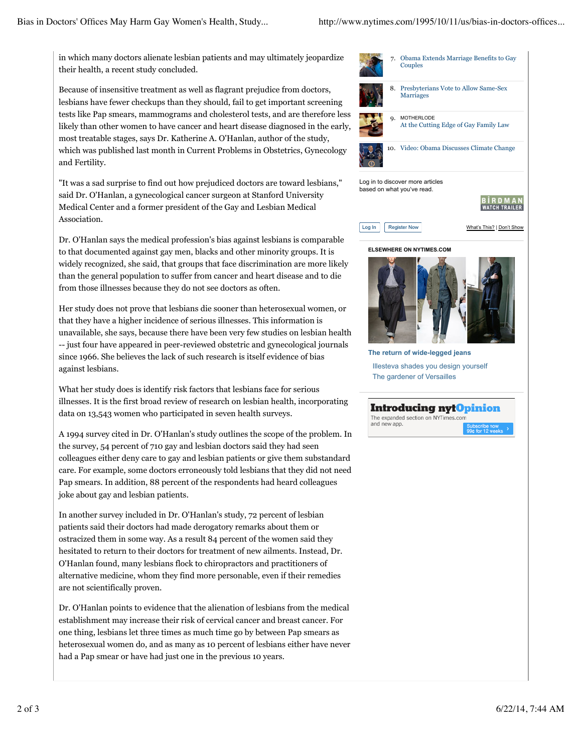in which many doctors alienate lesbian patients and may ultimately jeopardize their health, a recent study concluded.

Because of insensitive treatment as well as flagrant prejudice from doctors, lesbians have fewer checkups than they should, fail to get important screening tests like Pap smears, mammograms and cholesterol tests, and are therefore less likely than other women to have cancer and heart disease diagnosed in the early, most treatable stages, says Dr. Katherine A. O'Hanlan, author of the study, which was published last month in Current Problems in Obstetrics, Gynecology and Fertility.

"It was a sad surprise to find out how prejudiced doctors are toward lesbians," said Dr. O'Hanlan, a gynecological cancer surgeon at Stanford University Medical Center and a former president of the Gay and Lesbian Medical Association.

Dr. O'Hanlan says the medical profession's bias against lesbians is comparable to that documented against gay men, blacks and other minority groups. It is widely recognized, she said, that groups that face discrimination are more likely than the general population to suffer from cancer and heart disease and to die from those illnesses because they do not see doctors as often.

Her study does not prove that lesbians die sooner than heterosexual women, or that they have a higher incidence of serious illnesses. This information is unavailable, she says, because there have been very few studies on lesbian health -- just four have appeared in peer-reviewed obstetric and gynecological journals since 1966. She believes the lack of such research is itself evidence of bias against lesbians.

What her study does is identify risk factors that lesbians face for serious illnesses. It is the first broad review of research on lesbian health, incorporating data on 13,543 women who participated in seven health surveys.

A 1994 survey cited in Dr. O'Hanlan's study outlines the scope of the problem. In the survey, 54 percent of 710 gay and lesbian doctors said they had seen colleagues either deny care to gay and lesbian patients or give them substandard care. For example, some doctors erroneously told lesbians that they did not need Pap smears. In addition, 88 percent of the respondents had heard colleagues joke about gay and lesbian patients.

In another survey included in Dr. O'Hanlan's study, 72 percent of lesbian patients said their doctors had made derogatory remarks about them or ostracized them in some way. As a result 84 percent of the women said they hesitated to return to their doctors for treatment of new ailments. Instead, Dr. O'Hanlan found, many lesbians flock to chiropractors and practitioners of alternative medicine, whom they find more personable, even if their remedies are not scientifically proven.

Dr. O'Hanlan points to evidence that the alienation of lesbians from the medical establishment may increase their risk of cervical cancer and breast cancer. For one thing, lesbians let three times as much time go by between Pap smears as heterosexual women do, and as many as 10 percent of lesbians either have never had a Pap smear or have had just one in the previous 10 years.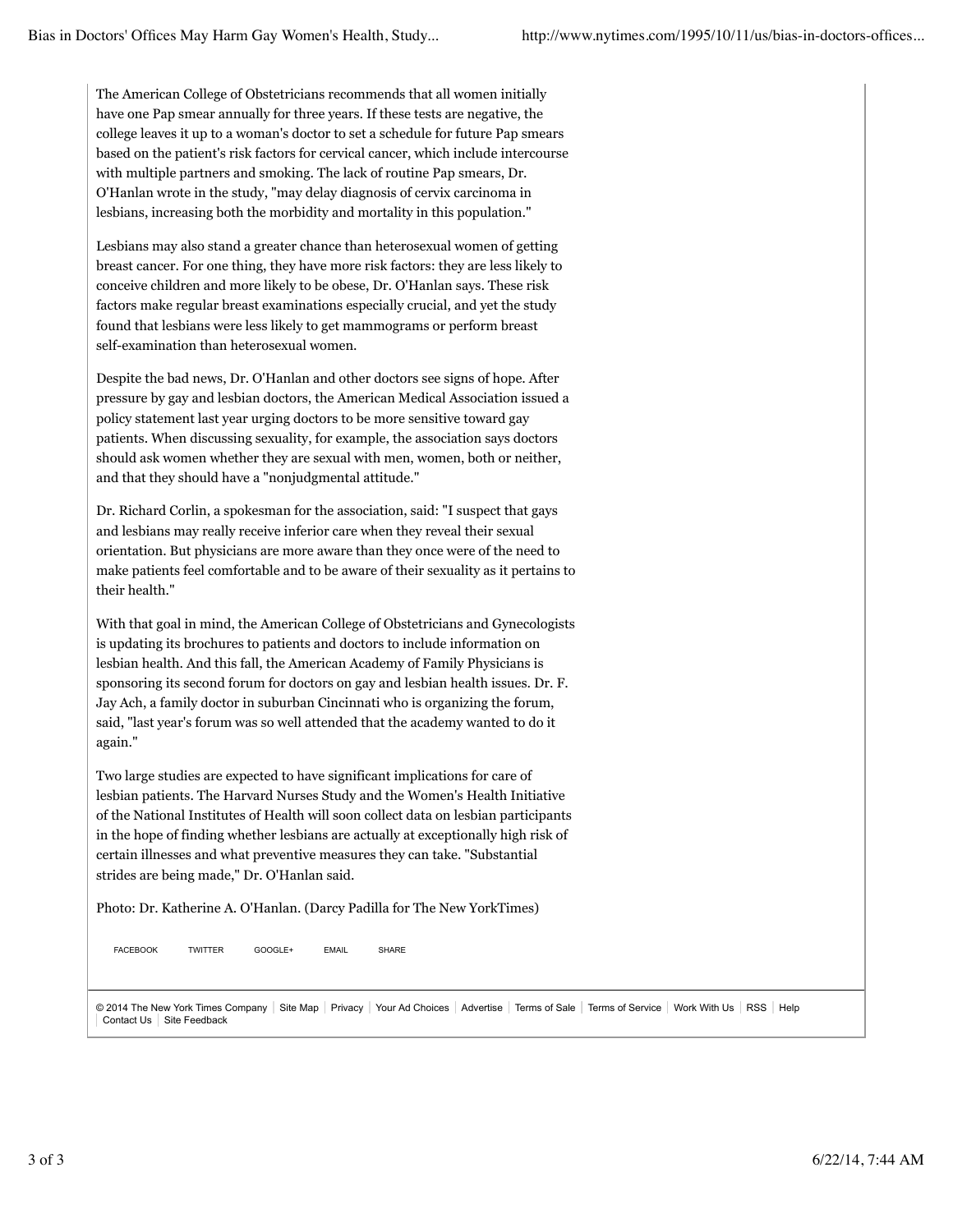The American College of Obstetricians recommends that all women initially have one Pap smear annually for three years. If these tests are negative, the college leaves it up to a woman's doctor to set a schedule for future Pap smears based on the patient's risk factors for cervical cancer, which include intercourse with multiple partners and smoking. The lack of routine Pap smears, Dr. O'Hanlan wrote in the study, "may delay diagnosis of cervix carcinoma in lesbians, increasing both the morbidity and mortality in this population."

Lesbians may also stand a greater chance than heterosexual women of getting breast cancer. For one thing, they have more risk factors: they are less likely to conceive children and more likely to be obese, Dr. O'Hanlan says. These risk factors make regular breast examinations especially crucial, and yet the study found that lesbians were less likely to get mammograms or perform breast self-examination than heterosexual women.

Despite the bad news, Dr. O'Hanlan and other doctors see signs of hope. After pressure by gay and lesbian doctors, the American Medical Association issued a policy statement last year urging doctors to be more sensitive toward gay patients. When discussing sexuality, for example, the association says doctors should ask women whether they are sexual with men, women, both or neither, and that they should have a "nonjudgmental attitude."

Dr. Richard Corlin, a spokesman for the association, said: "I suspect that gays and lesbians may really receive inferior care when they reveal their sexual orientation. But physicians are more aware than they once were of the need to make patients feel comfortable and to be aware of their sexuality as it pertains to their health."

With that goal in mind, the American College of Obstetricians and Gynecologists is updating its brochures to patients and doctors to include information on lesbian health. And this fall, the American Academy of Family Physicians is sponsoring its second forum for doctors on gay and lesbian health issues. Dr. F. Jay Ach, a family doctor in suburban Cincinnati who is organizing the forum, said, "last year's forum was so well attended that the academy wanted to do it again."

Two large studies are expected to have significant implications for care of lesbian patients. The Harvard Nurses Study and the Women's Health Initiative of the National Institutes of Health will soon collect data on lesbian participants in the hope of finding whether lesbians are actually at exceptionally high risk of certain illnesses and what preventive measures they can take. "Substantial strides are being made," Dr. O'Hanlan said.

Photo: Dr. Katherine A. O'Hanlan. (Darcy Padilla for The New YorkTimes)

FACEBOOK TWITTER GOOGLE+ EMAIL SHARE

© 2014 The New York Times Company | Site Map | Privacy | Your Ad Choices | Advertise | Terms of Sale | Terms of Service | Work With Us | RSS | Help | Contact Us | Site Feedback